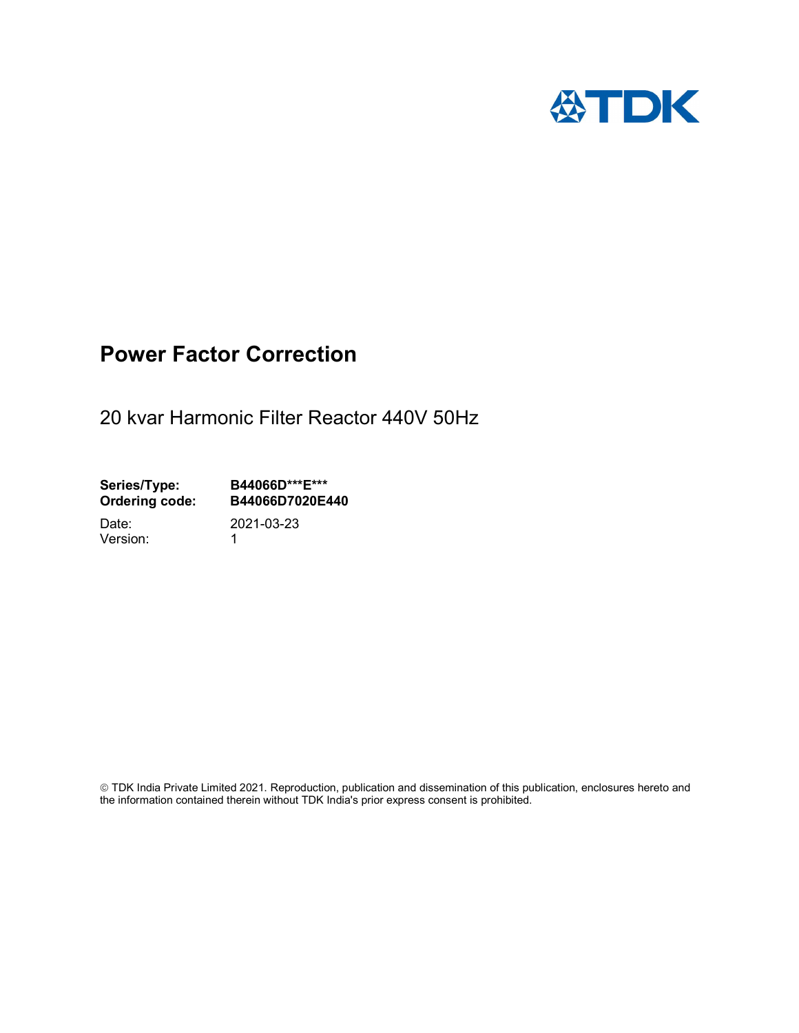TDK

# Power Factor Correction

20 kvar Harmonic Filter Reactor 440V 50Hz

**Series/Type:** **B44066D\*\*\*E\*\*\***
**Ordering code:** **B44066D7020E440**

Date: 2021-03-23
Version: 1

© TDK India Private Limited 2021. Reproduction, publication and dissemination of this publication, enclosures hereto and the information contained therein without TDK India's prior express consent is prohibited.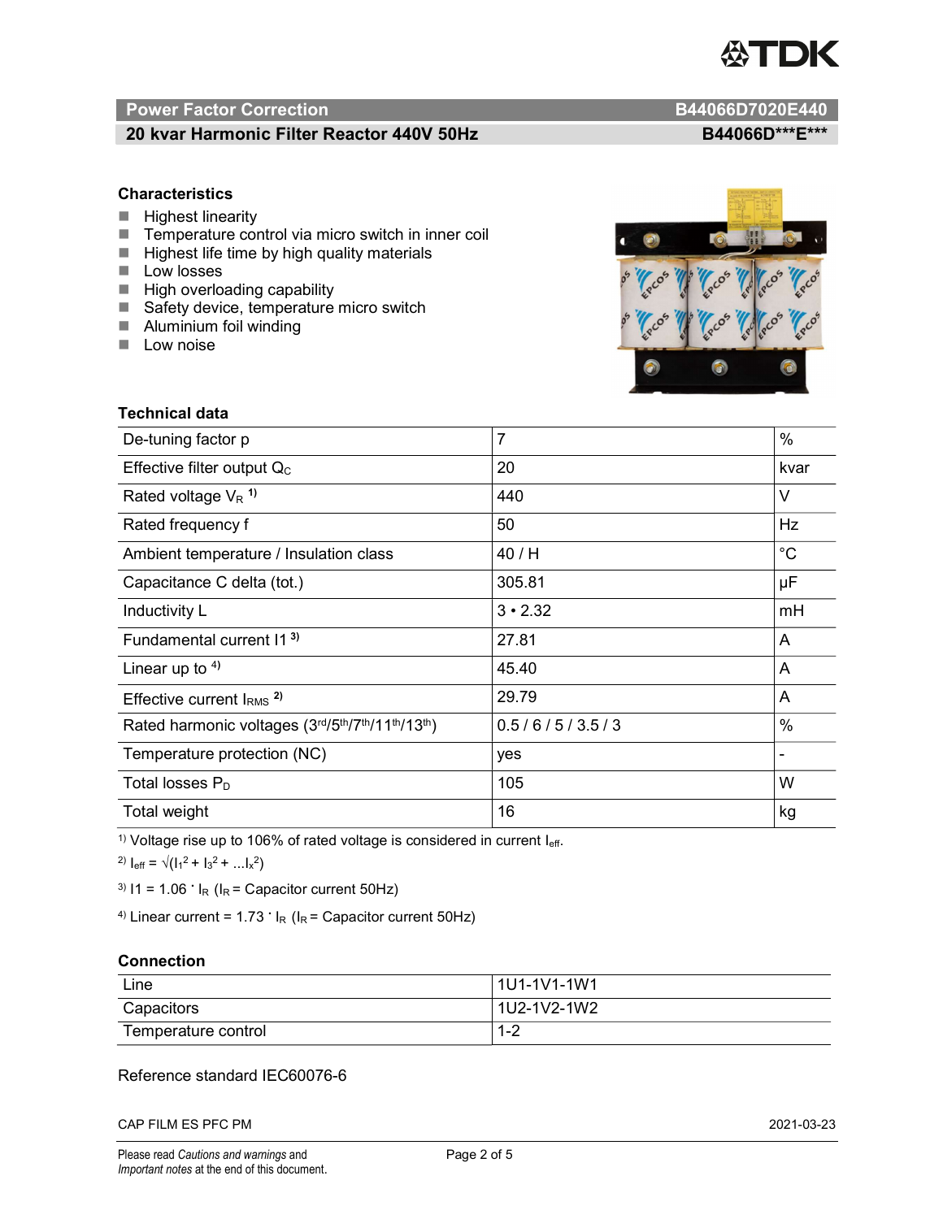## Power Factor Correction — B44066D7020E440

## 20 kvar Harmonic Filter Reactor 440V 50Hz — B44066D***E***

### Characteristics

- Highest linearity
- Temperature control via micro switch in inner coil
- Highest life time by high quality materials
- Low losses
- High overloading capability
- Safety device, temperature micro switch
- Aluminium foil winding
- Low noise

### Technical data

| Parameter | Value | Unit |
|---|---|---|
| De-tuning factor p | 7 | % |
| Effective filter output $Q_C$ | 20 | kvar |
| Rated voltage $V_R$ [1] | 440 | V |
| Rated frequency f | 50 | Hz |
| Ambient temperature / Insulation class | 40 / H | °C |
| Capacitance C delta (tot.) | 305.81 | µF |
| Inductivity L | 3 • 2.32 | mH |
| Fundamental current I1 [3] | 27.81 | A |
| Linear up to [4] | 45.40 | A |
| Effective current $I_{RMS}$ [2] | 29.79 | A |
| Rated harmonic voltages (3rd/5th/7th/11th/13th) | 0.5 / 6 / 5 / 3.5 / 3 | % |
| Temperature protection (NC) | yes | - |
| Total losses $P_D$ | 105 | W |
| Total weight | 16 | kg |

[1] Voltage rise up to 106% of rated voltage is considered in current $I_{eff}$.

[2] $I_{eff} = \sqrt{(I_1^2 + I_3^2 + ...I_x^2)}$

[3] $I1 = 1.06 \cdot I_R$ ($I_R$ = Capacitor current 50Hz)

[4] Linear current = $1.73 \cdot I_R$ ($I_R$ = Capacitor current 50Hz)

### Connection

| | |
|---|---|
| Line | 1U1-1V1-1W1 |
| Capacitors | 1U2-1V2-1W2 |
| Temperature control | 1-2 |

Reference standard IEC60076-6

CAP FILM ES PFC PM 2021-03-23

Please read *Cautions and warnings* and *Important notes* at the end of this document.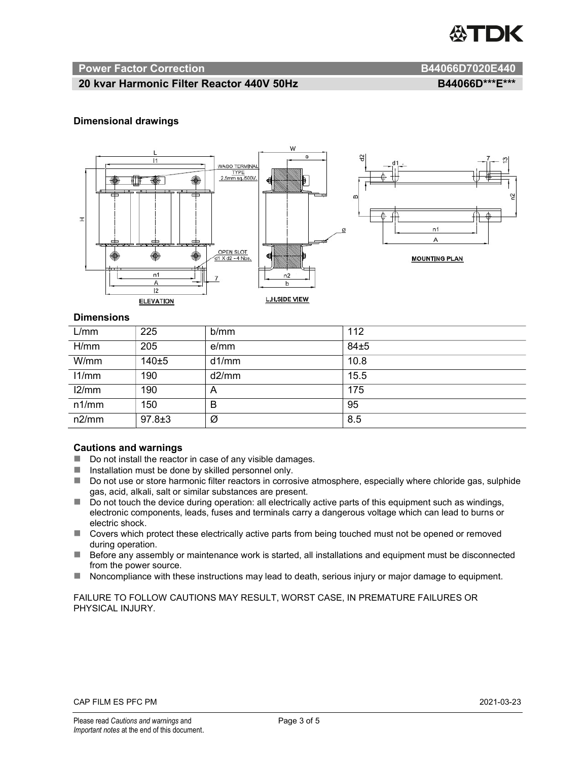## Power Factor Correction B44066D7020E440

## 20 kvar Harmonic Filter Reactor 440V 50Hz B44066D***E***

### Dimensional drawings

### Dimensions

| L/mm | 225 | b/mm | 112 |
|---|---|---|---|
| H/mm | 205 | e/mm | 84±5 |
| W/mm | 140±5 | d1/mm | 10.8 |
| l1/mm | 190 | d2/mm | 15.5 |
| l2/mm | 190 | A | 175 |
| n1/mm | 150 | B | 95 |
| n2/mm | 97.8±3 | Ø | 8.5 |

### Cautions and warnings

- Do not install the reactor in case of any visible damages.
- Installation must be done by skilled personnel only.
- Do not use or store harmonic filter reactors in corrosive atmosphere, especially where chloride gas, sulphide gas, acid, alkali, salt or similar substances are present.
- Do not touch the device during operation: all electrically active parts of this equipment such as windings, electronic components, leads, fuses and terminals carry a dangerous voltage which can lead to burns or electric shock.
- Covers which protect these electrically active parts from being touched must not be opened or removed during operation.
- Before any assembly or maintenance work is started, all installations and equipment must be disconnected from the power source.
- Noncompliance with these instructions may lead to death, serious injury or major damage to equipment.

FAILURE TO FOLLOW CAUTIONS MAY RESULT, WORST CASE, IN PREMATURE FAILURES OR PHYSICAL INJURY.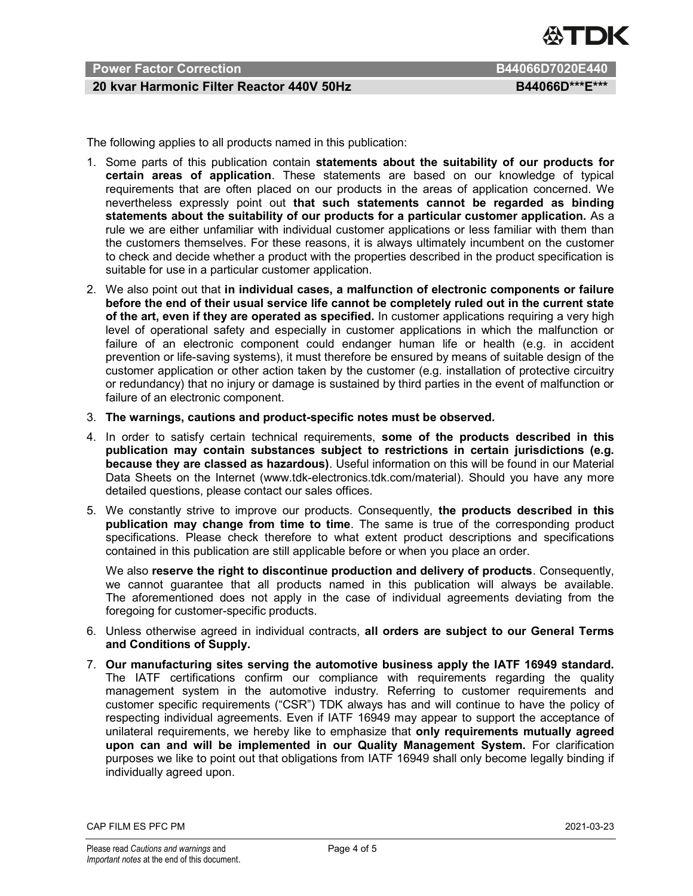The following applies to all products named in this publication:

1. Some parts of this publication contain **statements about the suitability of our products for certain areas of application**. These statements are based on our knowledge of typical requirements that are often placed on our products in the areas of application concerned. We nevertheless expressly point out **that such statements cannot be regarded as binding statements about the suitability of our products for a particular customer application.** As a rule we are either unfamiliar with individual customer applications or less familiar with them than the customers themselves. For these reasons, it is always ultimately incumbent on the customer to check and decide whether a product with the properties described in the product specification is suitable for use in a particular customer application.
2. We also point out that **in individual cases, a malfunction of electronic components or failure before the end of their usual service life cannot be completely ruled out in the current state of the art, even if they are operated as specified.** In customer applications requiring a very high level of operational safety and especially in customer applications in which the malfunction or failure of an electronic component could endanger human life or health (e.g. in accident prevention or life-saving systems), it must therefore be ensured by means of suitable design of the customer application or other action taken by the customer (e.g. installation of protective circuitry or redundancy) that no injury or damage is sustained by third parties in the event of malfunction or failure of an electronic component.
3. **The warnings, cautions and product-specific notes must be observed.**
4. In order to satisfy certain technical requirements, **some of the products described in this publication may contain substances subject to restrictions in certain jurisdictions (e.g. because they are classed as hazardous)**. Useful information on this will be found in our Material Data Sheets on the Internet (www.tdk-electronics.tdk.com/material). Should you have any more detailed questions, please contact our sales offices.
5. We constantly strive to improve our products. Consequently, **the products described in this publication may change from time to time**. The same is true of the corresponding product specifications. Please check therefore to what extent product descriptions and specifications contained in this publication are still applicable before or when you place an order.

   We also **reserve the right to discontinue production and delivery of products**. Consequently, we cannot guarantee that all products named in this publication will always be available. The aforementioned does not apply in the case of individual agreements deviating from the foregoing for customer-specific products.
6. Unless otherwise agreed in individual contracts, **all orders are subject to our General Terms and Conditions of Supply.**
7. **Our manufacturing sites serving the automotive business apply the IATF 16949 standard.** The IATF certifications confirm our compliance with requirements regarding the quality management system in the automotive industry. Referring to customer requirements and customer specific requirements ("CSR") TDK always has and will continue to have the policy of respecting individual agreements. Even if IATF 16949 may appear to support the acceptance of unilateral requirements, we hereby like to emphasize that **only requirements mutually agreed upon can and will be implemented in our Quality Management System.** For clarification purposes we like to point out that obligations from IATF 16949 shall only become legally binding if individually agreed upon.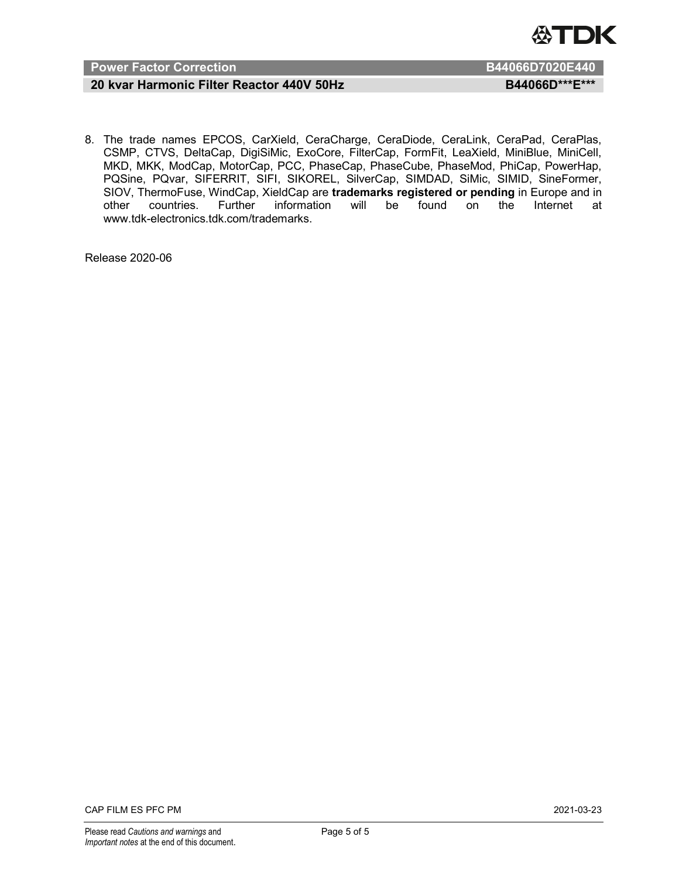8. The trade names EPCOS, CarXield, CeraCharge, CeraDiode, CeraLink, CeraPad, CeraPlas, CSMP, CTVS, DeltaCap, DigiSiMic, ExoCore, FilterCap, FormFit, LeaXield, MiniBlue, MiniCell, MKD, MKK, ModCap, MotorCap, PCC, PhaseCap, PhaseCube, PhaseMod, PhiCap, PowerHap, PQSine, PQvar, SIFERRIT, SIFI, SIKOREL, SilverCap, SIMDAD, SiMic, SIMID, SineFormer, SIOV, ThermoFuse, WindCap, XieldCap are **trademarks registered or pending** in Europe and in other countries. Further information will be found on the Internet at www.tdk-electronics.tdk.com/trademarks.

Release 2020-06